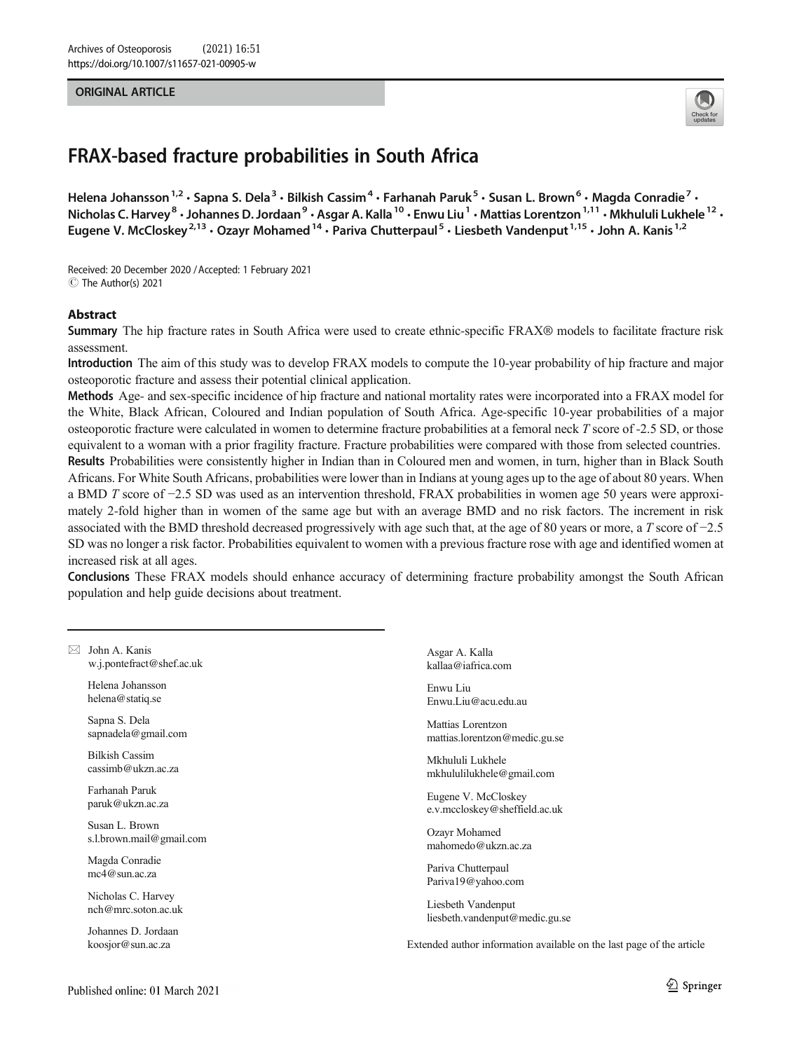ORIGINAL ARTICLE

# FRAX-based fracture probabilities in South Africa

Helena Johansson[1,2] · Sapna S. Dela[3] · Bilkish Cassim[4] · Farhanah Paruk[5] · Susan L. Brown[6] · Magda Conradie[7] · Nicholas C. Harvey[8] · Johannes D. Jordaan[9] · Asgar A. Kalla[10] · Enwu Liu[1] · Mattias Lorentzon[1,11] · Mkhululi Lukhele[12] · Eugene V. McCloskey[2,13] · Ozayr Mohamed[14] · Pariva Chutterpaul[5] · Liesbeth Vandenput[1,15] · John A. Kanis[1,2]

Received: 20 December 2020 / Accepted: 1 February 2021
© The Author(s) 2021

## Abstract

**Summary** The hip fracture rates in South Africa were used to create ethnic-specific FRAX® models to facilitate fracture risk assessment.

**Introduction** The aim of this study was to develop FRAX models to compute the 10-year probability of hip fracture and major osteoporotic fracture and assess their potential clinical application.

**Methods** Age- and sex-specific incidence of hip fracture and national mortality rates were incorporated into a FRAX model for the White, Black African, Coloured and Indian population of South Africa. Age-specific 10-year probabilities of a major osteoporotic fracture were calculated in women to determine fracture probabilities at a femoral neck *T* score of -2.5 SD, or those equivalent to a woman with a prior fragility fracture. Fracture probabilities were compared with those from selected countries.

**Results** Probabilities were consistently higher in Indian than in Coloured men and women, in turn, higher than in Black South Africans. For White South Africans, probabilities were lower than in Indians at young ages up to the age of about 80 years. When a BMD *T* score of −2.5 SD was used as an intervention threshold, FRAX probabilities in women age 50 years were approximately 2-fold higher than in women of the same age but with an average BMD and no risk factors. The increment in risk associated with the BMD threshold decreased progressively with age such that, at the age of 80 years or more, a *T* score of −2.5 SD was no longer a risk factor. Probabilities equivalent to women with a previous fracture rose with age and identified women at increased risk at all ages.

**Conclusions** These FRAX models should enhance accuracy of determining fracture probability amongst the South African population and help guide decisions about treatment.

---

✉ John A. Kanis
w.j.pontefract@shef.ac.uk

Helena Johansson
helena@statiq.se

Sapna S. Dela
sapnadela@gmail.com

Bilkish Cassim
cassimb@ukzn.ac.za

Farhanah Paruk
paruk@ukzn.ac.za

Susan L. Brown
s.l.brown.mail@gmail.com

Magda Conradie
mc4@sun.ac.za

Nicholas C. Harvey
nch@mrc.soton.ac.uk

Johannes D. Jordaan
koosjor@sun.ac.za

Asgar A. Kalla
kallaa@iafrica.com

Enwu Liu
Enwu.Liu@acu.edu.au

Mattias Lorentzon
mattias.lorentzon@medic.gu.se

Mkhululi Lukhele
mkhululilukhele@gmail.com

Eugene V. McCloskey
e.v.mccloskey@sheffield.ac.uk

Ozayr Mohamed
mahomedo@ukzn.ac.za

Pariva Chutterpaul
Pariva19@yahoo.com

Liesbeth Vandenput
liesbeth.vandenput@medic.gu.se

Extended author information available on the last page of the article

Published online: 01 March 2021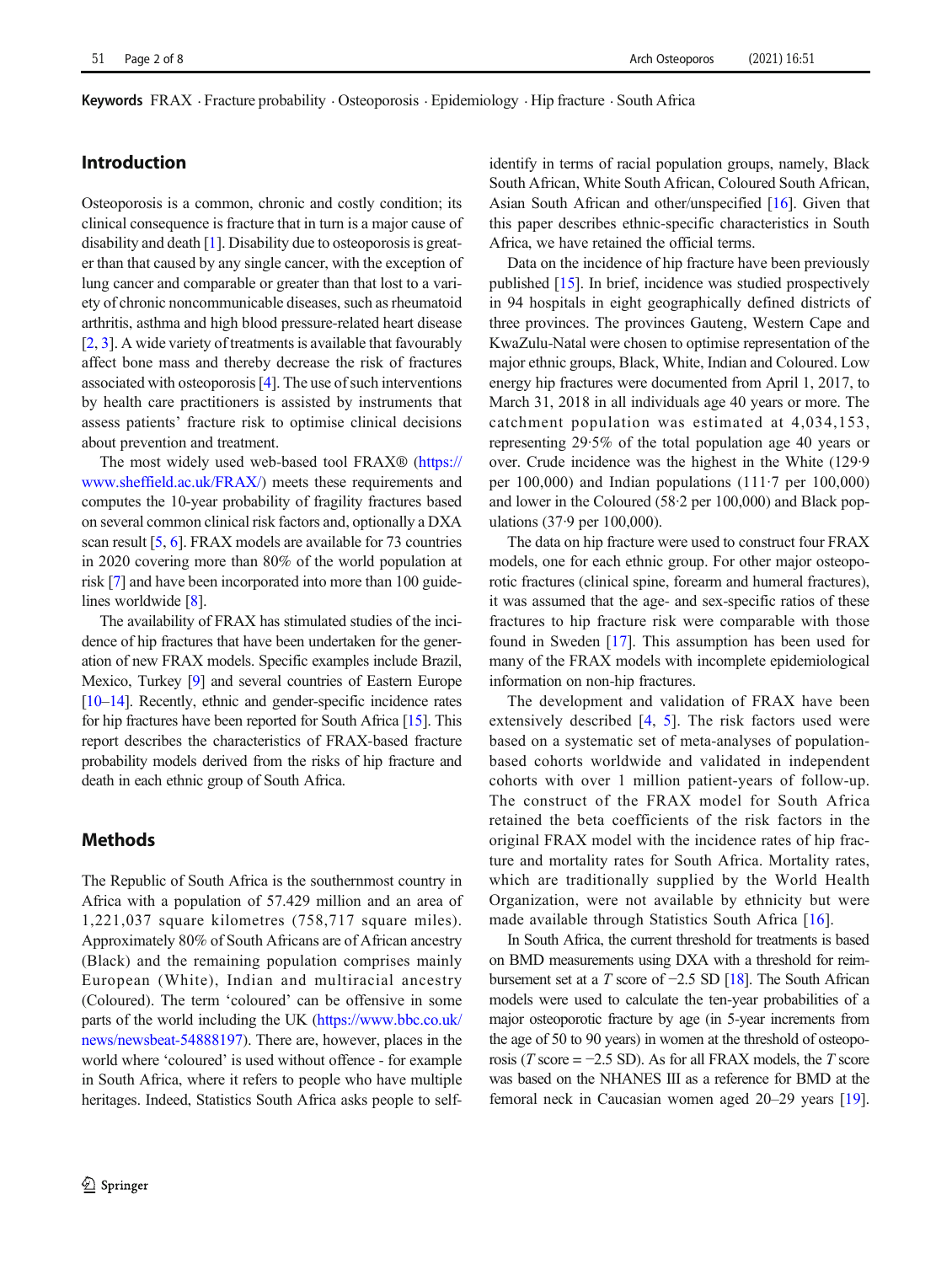**Keywords** FRAX · Fracture probability · Osteoporosis · Epidemiology · Hip fracture · South Africa

## Introduction

Osteoporosis is a common, chronic and costly condition; its clinical consequence is fracture that in turn is a major cause of disability and death [1]. Disability due to osteoporosis is greater than that caused by any single cancer, with the exception of lung cancer and comparable or greater than that lost to a variety of chronic noncommunicable diseases, such as rheumatoid arthritis, asthma and high blood pressure-related heart disease [2, 3]. A wide variety of treatments is available that favourably affect bone mass and thereby decrease the risk of fractures associated with osteoporosis [4]. The use of such interventions by health care practitioners is assisted by instruments that assess patients' fracture risk to optimise clinical decisions about prevention and treatment.

The most widely used web-based tool FRAX® (https://www.sheffield.ac.uk/FRAX/) meets these requirements and computes the 10-year probability of fragility fractures based on several common clinical risk factors and, optionally a DXA scan result [5, 6]. FRAX models are available for 73 countries in 2020 covering more than 80% of the world population at risk [7] and have been incorporated into more than 100 guidelines worldwide [8].

The availability of FRAX has stimulated studies of the incidence of hip fractures that have been undertaken for the generation of new FRAX models. Specific examples include Brazil, Mexico, Turkey [9] and several countries of Eastern Europe [10–14]. Recently, ethnic and gender-specific incidence rates for hip fractures have been reported for South Africa [15]. This report describes the characteristics of FRAX-based fracture probability models derived from the risks of hip fracture and death in each ethnic group of South Africa.

## Methods

The Republic of South Africa is the southernmost country in Africa with a population of 57.429 million and an area of 1,221,037 square kilometres (758,717 square miles). Approximately 80% of South Africans are of African ancestry (Black) and the remaining population comprises mainly European (White), Indian and multiracial ancestry (Coloured). The term 'coloured' can be offensive in some parts of the world including the UK (https://www.bbc.co.uk/news/newsbeat-54888197). There are, however, places in the world where 'coloured' is used without offence - for example in South Africa, where it refers to people who have multiple heritages. Indeed, Statistics South Africa asks people to self-identify in terms of racial population groups, namely, Black South African, White South African, Coloured South African, Asian South African and other/unspecified [16]. Given that this paper describes ethnic-specific characteristics in South Africa, we have retained the official terms.

Data on the incidence of hip fracture have been previously published [15]. In brief, incidence was studied prospectively in 94 hospitals in eight geographically defined districts of three provinces. The provinces Gauteng, Western Cape and KwaZulu-Natal were chosen to optimise representation of the major ethnic groups, Black, White, Indian and Coloured. Low energy hip fractures were documented from April 1, 2017, to March 31, 2018 in all individuals age 40 years or more. The catchment population was estimated at 4,034,153, representing 29·5% of the total population age 40 years or over. Crude incidence was the highest in the White (129·9 per 100,000) and Indian populations (111·7 per 100,000) and lower in the Coloured (58·2 per 100,000) and Black populations (37·9 per 100,000).

The data on hip fracture were used to construct four FRAX models, one for each ethnic group. For other major osteoporotic fractures (clinical spine, forearm and humeral fractures), it was assumed that the age- and sex-specific ratios of these fractures to hip fracture risk were comparable with those found in Sweden [17]. This assumption has been used for many of the FRAX models with incomplete epidemiological information on non-hip fractures.

The development and validation of FRAX have been extensively described [4, 5]. The risk factors used were based on a systematic set of meta-analyses of population-based cohorts worldwide and validated in independent cohorts with over 1 million patient-years of follow-up. The construct of the FRAX model for South Africa retained the beta coefficients of the risk factors in the original FRAX model with the incidence rates of hip fracture and mortality rates for South Africa. Mortality rates, which are traditionally supplied by the World Health Organization, were not available by ethnicity but were made available through Statistics South Africa [16].

In South Africa, the current threshold for treatments is based on BMD measurements using DXA with a threshold for reimbursement set at a $T$ score of −2.5 SD [18]. The South African models were used to calculate the ten-year probabilities of a major osteoporotic fracture by age (in 5-year increments from the age of 50 to 90 years) in women at the threshold of osteoporosis ($T$ score = −2.5 SD). As for all FRAX models, the $T$ score was based on the NHANES III as a reference for BMD at the femoral neck in Caucasian women aged 20–29 years [19].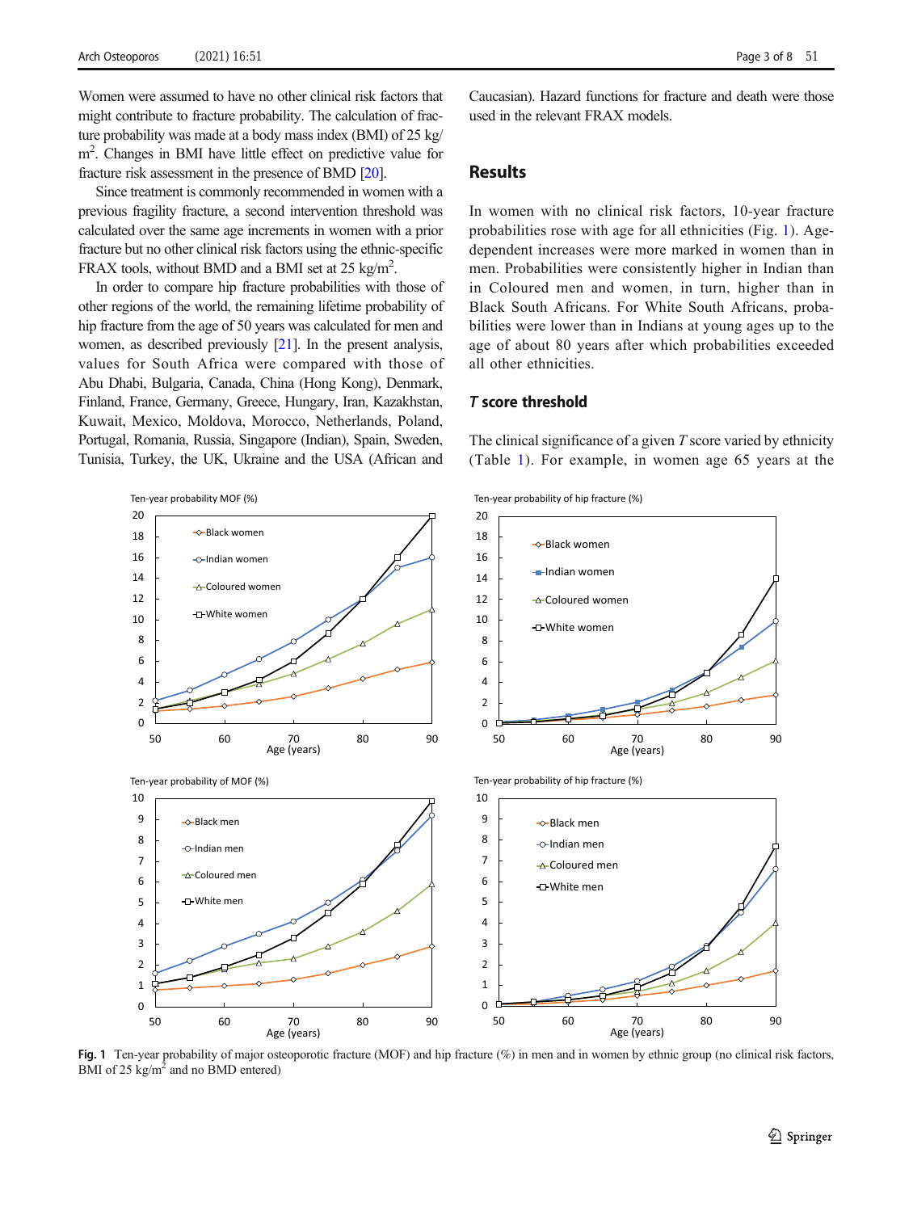Women were assumed to have no other clinical risk factors that might contribute to fracture probability. The calculation of fracture probability was made at a body mass index (BMI) of 25 kg/m$^2$. Changes in BMI have little effect on predictive value for fracture risk assessment in the presence of BMD [20].

Since treatment is commonly recommended in women with a previous fragility fracture, a second intervention threshold was calculated over the same age increments in women with a prior fracture but no other clinical risk factors using the ethnic-specific FRAX tools, without BMD and a BMI set at 25 kg/m$^2$.

In order to compare hip fracture probabilities with those of other regions of the world, the remaining lifetime probability of hip fracture from the age of 50 years was calculated for men and women, as described previously [21]. In the present analysis, values for South Africa were compared with those of Abu Dhabi, Bulgaria, Canada, China (Hong Kong), Denmark, Finland, France, Germany, Greece, Hungary, Iran, Kazakhstan, Kuwait, Mexico, Moldova, Morocco, Netherlands, Poland, Portugal, Romania, Russia, Singapore (Indian), Spain, Sweden, Tunisia, Turkey, the UK, Ukraine and the USA (African and Caucasian). Hazard functions for fracture and death were those used in the relevant FRAX models.

## Results

In women with no clinical risk factors, 10-year fracture probabilities rose with age for all ethnicities (Fig. 1). Age-dependent increases were more marked in women than in men. Probabilities were consistently higher in Indian than in Coloured men and women, in turn, higher than in Black South Africans. For White South Africans, probabilities were lower than in Indians at young ages up to the age of about 80 years after which probabilities exceeded all other ethnicities.

### *T* score threshold

The clinical significance of a given *T* score varied by ethnicity (Table 1). For example, in women age 65 years at the

Fig. 1 Ten-year probability of major osteoporotic fracture (MOF) and hip fracture (%) in men and in women by ethnic group (no clinical risk factors, BMI of 25 kg/m$^2$ and no BMD entered)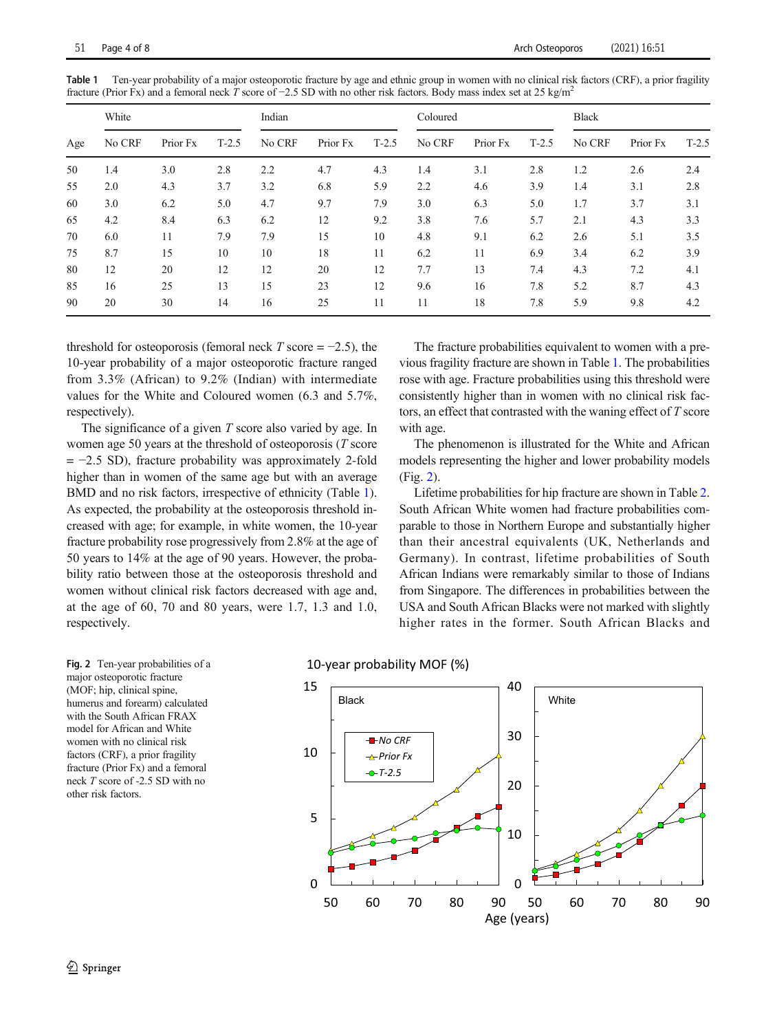**Table 1** Ten-year probability of a major osteoporotic fracture by age and ethnic group in women with no clinical risk factors (CRF), a prior fragility fracture (Prior Fx) and a femoral neck *T* score of −2.5 SD with no other risk factors. Body mass index set at 25 kg/m$^2$

| Age | White | | | Indian | | | Coloured | | | Black | | |
|---|---|---|---|---|---|---|---|---|---|---|---|---|
| | No CRF | Prior Fx | T-2.5 | No CRF | Prior Fx | T-2.5 | No CRF | Prior Fx | T-2.5 | No CRF | Prior Fx | T-2.5 |
| 50 | 1.4 | 3.0 | 2.8 | 2.2 | 4.7 | 4.3 | 1.4 | 3.1 | 2.8 | 1.2 | 2.6 | 2.4 |
| 55 | 2.0 | 4.3 | 3.7 | 3.2 | 6.8 | 5.9 | 2.2 | 4.6 | 3.9 | 1.4 | 3.1 | 2.8 |
| 60 | 3.0 | 6.2 | 5.0 | 4.7 | 9.7 | 7.9 | 3.0 | 6.3 | 5.0 | 1.7 | 3.7 | 3.1 |
| 65 | 4.2 | 8.4 | 6.3 | 6.2 | 12 | 9.2 | 3.8 | 7.6 | 5.7 | 2.1 | 4.3 | 3.3 |
| 70 | 6.0 | 11 | 7.9 | 7.9 | 15 | 10 | 4.8 | 9.1 | 6.2 | 2.6 | 5.1 | 3.5 |
| 75 | 8.7 | 15 | 10 | 10 | 18 | 11 | 6.2 | 11 | 6.9 | 3.4 | 6.2 | 3.9 |
| 80 | 12 | 20 | 12 | 12 | 20 | 12 | 7.7 | 13 | 7.4 | 4.3 | 7.2 | 4.1 |
| 85 | 16 | 25 | 13 | 15 | 23 | 12 | 9.6 | 16 | 7.8 | 5.2 | 8.7 | 4.3 |
| 90 | 20 | 30 | 14 | 16 | 25 | 11 | 11 | 18 | 7.8 | 5.9 | 9.8 | 4.2 |

threshold for osteoporosis (femoral neck *T* score = −2.5), the 10-year probability of a major osteoporotic fracture ranged from 3.3% (African) to 9.2% (Indian) with intermediate values for the White and Coloured women (6.3 and 5.7%, respectively).

The significance of a given *T* score also varied by age. In women age 50 years at the threshold of osteoporosis (*T* score = −2.5 SD), fracture probability was approximately 2-fold higher than in women of the same age but with an average BMD and no risk factors, irrespective of ethnicity (Table 1). As expected, the probability at the osteoporosis threshold increased with age; for example, in white women, the 10-year fracture probability rose progressively from 2.8% at the age of 50 years to 14% at the age of 90 years. However, the probability ratio between those at the osteoporosis threshold and women without clinical risk factors decreased with age and, at the age of 60, 70 and 80 years, were 1.7, 1.3 and 1.0, respectively.

The fracture probabilities equivalent to women with a previous fragility fracture are shown in Table 1. The probabilities rose with age. Fracture probabilities using this threshold were consistently higher than in women with no clinical risk factors, an effect that contrasted with the waning effect of *T* score with age.

The phenomenon is illustrated for the White and African models representing the higher and lower probability models (Fig. 2).

Lifetime probabilities for hip fracture are shown in Table 2. South African White women had fracture probabilities comparable to those in Northern Europe and substantially higher than their ancestral equivalents (UK, Netherlands and Germany). In contrast, lifetime probabilities of South African Indians were remarkably similar to those of Indians from Singapore. The differences in probabilities between the USA and South African Blacks were not marked with slightly higher rates in the former. South African Blacks and

**Fig. 2** Ten-year probabilities of a major osteoporotic fracture (MOF; hip, clinical spine, humerus and forearm) calculated with the South African FRAX model for African and White women with no clinical risk factors (CRF), a prior fragility fracture (Prior Fx) and a femoral neck *T* score of -2.5 SD with no other risk factors.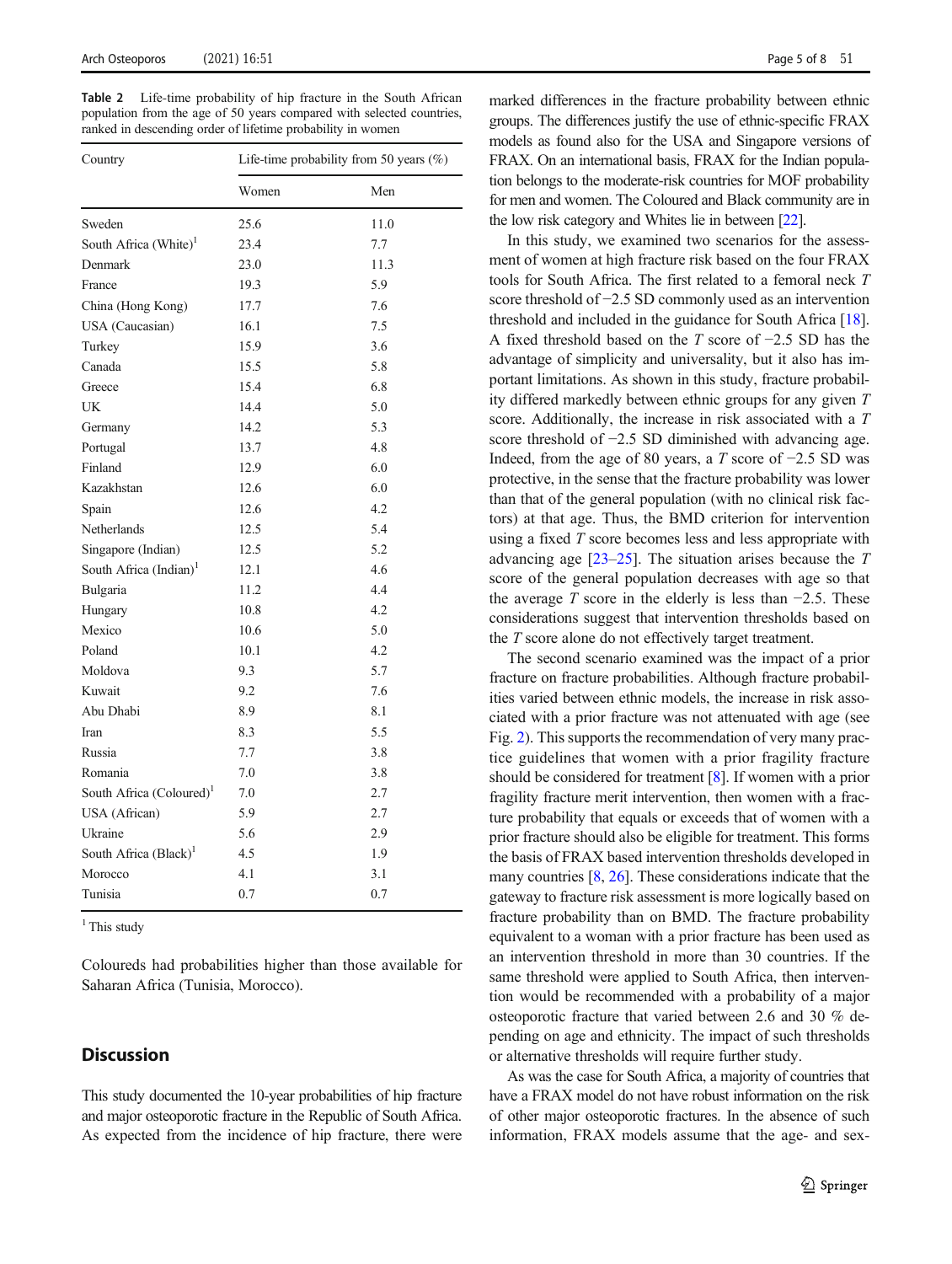**Table 2** Life-time probability of hip fracture in the South African population from the age of 50 years compared with selected countries, ranked in descending order of lifetime probability in women

| Country | Life-time probability from 50 years (%) | |
|---|---|---|
| | Women | Men |
| Sweden | 25.6 | 11.0 |
| South Africa (White)[1] | 23.4 | 7.7 |
| Denmark | 23.0 | 11.3 |
| France | 19.3 | 5.9 |
| China (Hong Kong) | 17.7 | 7.6 |
| USA (Caucasian) | 16.1 | 7.5 |
| Turkey | 15.9 | 3.6 |
| Canada | 15.5 | 5.8 |
| Greece | 15.4 | 6.8 |
| UK | 14.4 | 5.0 |
| Germany | 14.2 | 5.3 |
| Portugal | 13.7 | 4.8 |
| Finland | 12.9 | 6.0 |
| Kazakhstan | 12.6 | 6.0 |
| Spain | 12.6 | 4.2 |
| Netherlands | 12.5 | 5.4 |
| Singapore (Indian) | 12.5 | 5.2 |
| South Africa (Indian)[1] | 12.1 | 4.6 |
| Bulgaria | 11.2 | 4.4 |
| Hungary | 10.8 | 4.2 |
| Mexico | 10.6 | 5.0 |
| Poland | 10.1 | 4.2 |
| Moldova | 9.3 | 5.7 |
| Kuwait | 9.2 | 7.6 |
| Abu Dhabi | 8.9 | 8.1 |
| Iran | 8.3 | 5.5 |
| Russia | 7.7 | 3.8 |
| Romania | 7.0 | 3.8 |
| South Africa (Coloured)[1] | 7.0 | 2.7 |
| USA (African) | 5.9 | 2.7 |
| Ukraine | 5.6 | 2.9 |
| South Africa (Black)[1] | 4.5 | 1.9 |
| Morocco | 4.1 | 3.1 |
| Tunisia | 0.7 | 0.7 |

[1] This study

Coloureds had probabilities higher than those available for Saharan Africa (Tunisia, Morocco).

## Discussion

This study documented the 10-year probabilities of hip fracture and major osteoporotic fracture in the Republic of South Africa. As expected from the incidence of hip fracture, there were marked differences in the fracture probability between ethnic groups. The differences justify the use of ethnic-specific FRAX models as found also for the USA and Singapore versions of FRAX. On an international basis, FRAX for the Indian population belongs to the moderate-risk countries for MOF probability for men and women. The Coloured and Black community are in the low risk category and Whites lie in between [22].

In this study, we examined two scenarios for the assessment of women at high fracture risk based on the four FRAX tools for South Africa. The first related to a femoral neck *T* score threshold of −2.5 SD commonly used as an intervention threshold and included in the guidance for South Africa [18]. A fixed threshold based on the *T* score of −2.5 SD has the advantage of simplicity and universality, but it also has important limitations. As shown in this study, fracture probability differed markedly between ethnic groups for any given *T* score. Additionally, the increase in risk associated with a *T* score threshold of −2.5 SD diminished with advancing age. Indeed, from the age of 80 years, a *T* score of −2.5 SD was protective, in the sense that the fracture probability was lower than that of the general population (with no clinical risk factors) at that age. Thus, the BMD criterion for intervention using a fixed *T* score becomes less and less appropriate with advancing age [23–25]. The situation arises because the *T* score of the general population decreases with age so that the average *T* score in the elderly is less than −2.5. These considerations suggest that intervention thresholds based on the *T* score alone do not effectively target treatment.

The second scenario examined was the impact of a prior fracture on fracture probabilities. Although fracture probabilities varied between ethnic models, the increase in risk associated with a prior fracture was not attenuated with age (see Fig. 2). This supports the recommendation of very many practice guidelines that women with a prior fragility fracture should be considered for treatment [8]. If women with a prior fragility fracture merit intervention, then women with a fracture probability that equals or exceeds that of women with a prior fracture should also be eligible for treatment. This forms the basis of FRAX based intervention thresholds developed in many countries [8, 26]. These considerations indicate that the gateway to fracture risk assessment is more logically based on fracture probability than on BMD. The fracture probability equivalent to a woman with a prior fracture has been used as an intervention threshold in more than 30 countries. If the same threshold were applied to South Africa, then intervention would be recommended with a probability of a major osteoporotic fracture that varied between 2.6 and 30 % depending on age and ethnicity. The impact of such thresholds or alternative thresholds will require further study.

As was the case for South Africa, a majority of countries that have a FRAX model do not have robust information on the risk of other major osteoporotic fractures. In the absence of such information, FRAX models assume that the age- and sex-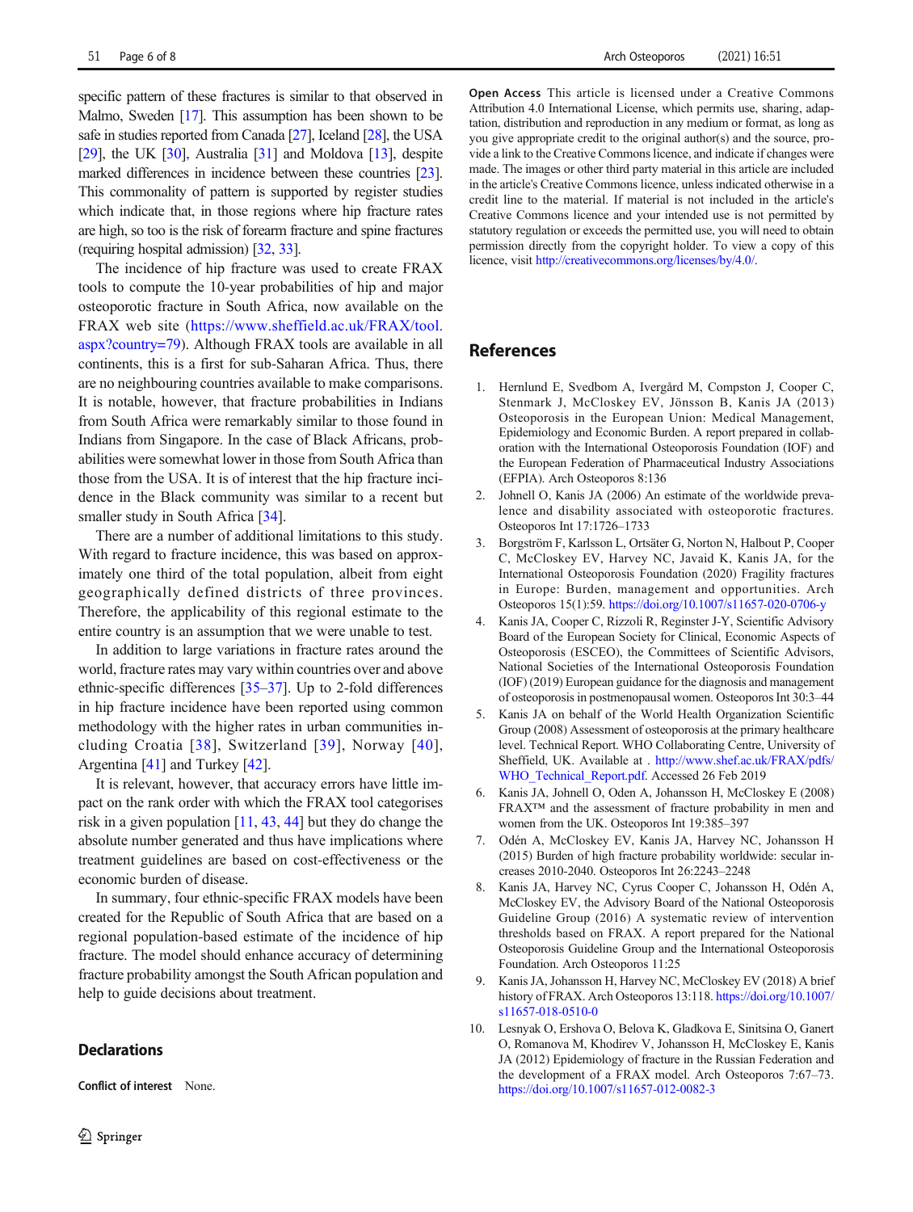specific pattern of these fractures is similar to that observed in Malmo, Sweden [17]. This assumption has been shown to be safe in studies reported from Canada [27], Iceland [28], the USA [29], the UK [30], Australia [31] and Moldova [13], despite marked differences in incidence between these countries [23]. This commonality of pattern is supported by register studies which indicate that, in those regions where hip fracture rates are high, so too is the risk of forearm fracture and spine fractures (requiring hospital admission) [32, 33].

The incidence of hip fracture was used to create FRAX tools to compute the 10-year probabilities of hip and major osteoporotic fracture in South Africa, now available on the FRAX web site (https://www.sheffield.ac.uk/FRAX/tool.aspx?country=79). Although FRAX tools are available in all continents, this is a first for sub-Saharan Africa. Thus, there are no neighbouring countries available to make comparisons. It is notable, however, that fracture probabilities in Indians from South Africa were remarkably similar to those found in Indians from Singapore. In the case of Black Africans, probabilities were somewhat lower in those from South Africa than those from the USA. It is of interest that the hip fracture incidence in the Black community was similar to a recent but smaller study in South Africa [34].

There are a number of additional limitations to this study. With regard to fracture incidence, this was based on approximately one third of the total population, albeit from eight geographically defined districts of three provinces. Therefore, the applicability of this regional estimate to the entire country is an assumption that we were unable to test.

In addition to large variations in fracture rates around the world, fracture rates may vary within countries over and above ethnic-specific differences [35–37]. Up to 2-fold differences in hip fracture incidence have been reported using common methodology with the higher rates in urban communities including Croatia [38], Switzerland [39], Norway [40], Argentina [41] and Turkey [42].

It is relevant, however, that accuracy errors have little impact on the rank order with which the FRAX tool categorises risk in a given population [11, 43, 44] but they do change the absolute number generated and thus have implications where treatment guidelines are based on cost-effectiveness or the economic burden of disease.

In summary, four ethnic-specific FRAX models have been created for the Republic of South Africa that are based on a regional population-based estimate of the incidence of hip fracture. The model should enhance accuracy of determining fracture probability amongst the South African population and help to guide decisions about treatment.

## Declarations

**Conflict of interest** None.

**Open Access** This article is licensed under a Creative Commons Attribution 4.0 International License, which permits use, sharing, adaptation, distribution and reproduction in any medium or format, as long as you give appropriate credit to the original author(s) and the source, provide a link to the Creative Commons licence, and indicate if changes were made. The images or other third party material in this article are included in the article's Creative Commons licence, unless indicated otherwise in a credit line to the material. If material is not included in the article's Creative Commons licence and your intended use is not permitted by statutory regulation or exceeds the permitted use, you will need to obtain permission directly from the copyright holder. To view a copy of this licence, visit http://creativecommons.org/licenses/by/4.0/.

## References

1. Hernlund E, Svedbom A, Ivergård M, Compston J, Cooper C, Stenmark J, McCloskey EV, Jönsson B, Kanis JA (2013) Osteoporosis in the European Union: Medical Management, Epidemiology and Economic Burden. A report prepared in collaboration with the International Osteoporosis Foundation (IOF) and the European Federation of Pharmaceutical Industry Associations (EFPIA). Arch Osteoporos 8:136
2. Johnell O, Kanis JA (2006) An estimate of the worldwide prevalence and disability associated with osteoporotic fractures. Osteoporos Int 17:1726–1733
3. Borgström F, Karlsson L, Ortsäter G, Norton N, Halbout P, Cooper C, McCloskey EV, Harvey NC, Javaid K, Kanis JA, for the International Osteoporosis Foundation (2020) Fragility fractures in Europe: Burden, management and opportunities. Arch Osteoporos 15(1):59. https://doi.org/10.1007/s11657-020-0706-y
4. Kanis JA, Cooper C, Rizzoli R, Reginster J-Y, Scientific Advisory Board of the European Society for Clinical, Economic Aspects of Osteoporosis (ESCEO), the Committees of Scientific Advisors, National Societies of the International Osteoporosis Foundation (IOF) (2019) European guidance for the diagnosis and management of osteoporosis in postmenopausal women. Osteoporos Int 30:3–44
5. Kanis JA on behalf of the World Health Organization Scientific Group (2008) Assessment of osteoporosis at the primary healthcare level. Technical Report. WHO Collaborating Centre, University of Sheffield, UK. Available at . http://www.shef.ac.uk/FRAX/pdfs/WHO_Technical_Report.pdf. Accessed 26 Feb 2019
6. Kanis JA, Johnell O, Oden A, Johansson H, McCloskey E (2008) FRAX™ and the assessment of fracture probability in men and women from the UK. Osteoporos Int 19:385–397
7. Odén A, McCloskey EV, Kanis JA, Harvey NC, Johansson H (2015) Burden of high fracture probability worldwide: secular increases 2010-2040. Osteoporos Int 26:2243–2248
8. Kanis JA, Harvey NC, Cyrus Cooper C, Johansson H, Odén A, McCloskey EV, the Advisory Board of the National Osteoporosis Guideline Group (2016) A systematic review of intervention thresholds based on FRAX. A report prepared for the National Osteoporosis Guideline Group and the International Osteoporosis Foundation. Arch Osteoporos 11:25
9. Kanis JA, Johansson H, Harvey NC, McCloskey EV (2018) A brief history of FRAX. Arch Osteoporos 13:118. https://doi.org/10.1007/s11657-018-0510-0
10. Lesnyak O, Ershova O, Belova K, Gladkova E, Sinitsina O, Ganert O, Romanova M, Khodirev V, Johansson H, McCloskey E, Kanis JA (2012) Epidemiology of fracture in the Russian Federation and the development of a FRAX model. Arch Osteoporos 7:67–73. https://doi.org/10.1007/s11657-012-0082-3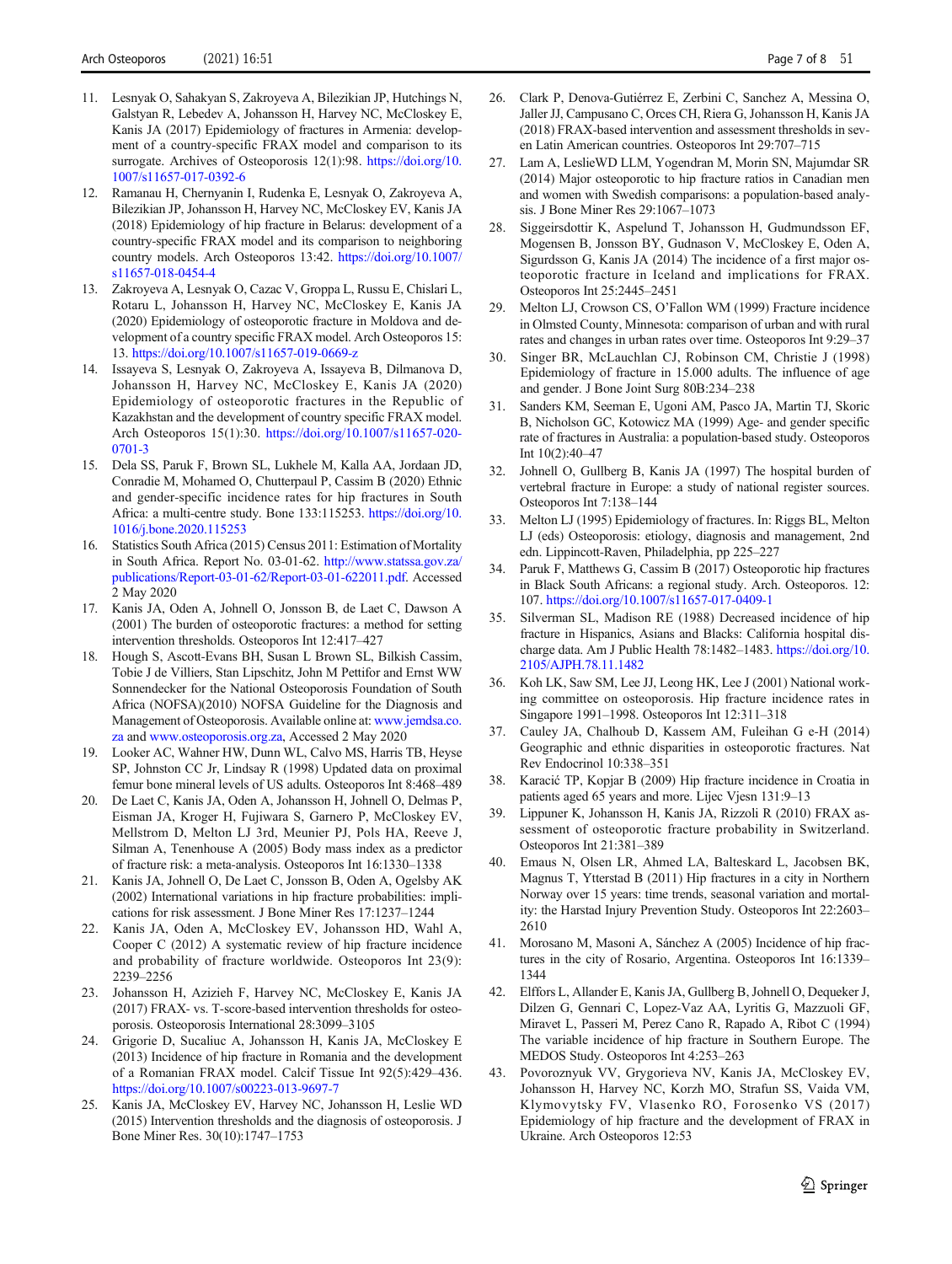11. Lesnyak O, Sahakyan S, Zakroyeva A, Bilezikian JP, Hutchings N, Galstyan R, Lebedev A, Johansson H, Harvey NC, McCloskey E, Kanis JA (2017) Epidemiology of fractures in Armenia: development of a country-specific FRAX model and comparison to its surrogate. Archives of Osteoporosis 12(1):98. https://doi.org/10.1007/s11657-017-0392-6
12. Ramanau H, Chernyanin I, Rudenka E, Lesnyak O, Zakroyeva A, Bilezikian JP, Johansson H, Harvey NC, McCloskey EV, Kanis JA (2018) Epidemiology of hip fracture in Belarus: development of a country-specific FRAX model and its comparison to neighboring country models. Arch Osteoporos 13:42. https://doi.org/10.1007/s11657-018-0454-4
13. Zakroyeva A, Lesnyak O, Cazac V, Groppa L, Russu E, Chislari L, Rotaru L, Johansson H, Harvey NC, McCloskey E, Kanis JA (2020) Epidemiology of osteoporotic fracture in Moldova and development of a country specific FRAX model. Arch Osteoporos 15:13. https://doi.org/10.1007/s11657-019-0669-z
14. Issayeva S, Lesnyak O, Zakroyeva A, Issayeva B, Dilmanova D, Johansson H, Harvey NC, McCloskey E, Kanis JA (2020) Epidemiology of osteoporotic fractures in the Republic of Kazakhstan and the development of country specific FRAX model. Arch Osteoporos 15(1):30. https://doi.org/10.1007/s11657-020-0701-3
15. Dela SS, Paruk F, Brown SL, Lukhele M, Kalla AA, Jordaan JD, Conradie M, Mohamed O, Chutterpaul P, Cassim B (2020) Ethnic and gender-specific incidence rates for hip fractures in South Africa: a multi-centre study. Bone 133:115253. https://doi.org/10.1016/j.bone.2020.115253
16. Statistics South Africa (2015) Census 2011: Estimation of Mortality in South Africa. Report No. 03-01-62. http://www.statssa.gov.za/publications/Report-03-01-62/Report-03-01-622011.pdf. Accessed 2 May 2020
17. Kanis JA, Oden A, Johnell O, Jonsson B, de Laet C, Dawson A (2001) The burden of osteoporotic fractures: a method for setting intervention thresholds. Osteoporos Int 12:417–427
18. Hough S, Ascott-Evans BH, Susan L Brown SL, Bilkish Cassim, Tobie J de Villiers, Stan Lipschitz, John M Pettifor and Ernst WW Sonnendecker for the National Osteoporosis Foundation of South Africa (NOFSA)(2010) NOFSA Guideline for the Diagnosis and Management of Osteoporosis. Available online at: www.jemdsa.co.za and www.osteoporosis.org.za, Accessed 2 May 2020
19. Looker AC, Wahner HW, Dunn WL, Calvo MS, Harris TB, Heyse SP, Johnston CC Jr, Lindsay R (1998) Updated data on proximal femur bone mineral levels of US adults. Osteoporos Int 8:468–489
20. De Laet C, Kanis JA, Oden A, Johanson H, Johnell O, Delmas P, Eisman JA, Kroger H, Fujiwara S, Garnero P, McCloskey EV, Mellstrom D, Melton LJ 3rd, Meunier PJ, Pols HA, Reeve J, Silman A, Tenenhouse A (2005) Body mass index as a predictor of fracture risk: a meta-analysis. Osteoporos Int 16:1330–1338
21. Kanis JA, Johnell O, De Laet C, Jonsson B, Oden A, Ogelsby AK (2002) International variations in hip fracture probabilities: implications for risk assessment. J Bone Miner Res 17:1237–1244
22. Kanis JA, Oden A, McCloskey EV, Johansson HD, Wahl A, Cooper C (2012) A systematic review of hip fracture incidence and probability of fracture worldwide. Osteoporos Int 23(9): 2239–2256
23. Johansson H, Azizieh F, Harvey NC, McCloskey E, Kanis JA (2017) FRAX- vs. T-score-based intervention thresholds for osteoporosis. Osteoporosis International 28:3099–3105
24. Grigorie D, Sucaliuc A, Johansson H, Kanis JA, McCloskey E (2013) Incidence of hip fracture in Romania and the development of a Romanian FRAX model. Calcif Tissue Int 92(5):429–436. https://doi.org/10.1007/s00223-013-9697-7
25. Kanis JA, McCloskey EV, Harvey NC, Johansson H, Leslie WD (2015) Intervention thresholds and the diagnosis of osteoporosis. J Bone Miner Res. 30(10):1747–1753
26. Clark P, Denova-Gutiérrez E, Zerbini C, Sanchez A, Messina O, Jaller JJ, Campusano C, Orces CH, Riera G, Johansson H, Kanis JA (2018) FRAX-based intervention and assessment thresholds in seven Latin American countries. Osteoporos Int 29:707–715
27. Lam A, LeslieWD LLM, Yogendran M, Morin SN, Majumdar SR (2014) Major osteoporotic to hip fracture ratios in Canadian men and women with Swedish comparisons: a population-based analysis. J Bone Miner Res 29:1067–1073
28. Siggeirsdottir K, Aspelund T, Johansson H, Gudmundsson EF, Mogensen B, Jonsson BY, Gudnason V, McCloskey E, Oden A, Sigurdsson G, Kanis JA (2014) The incidence of a first major osteoporotic fracture in Iceland and implications for FRAX. Osteoporos Int 25:2445–2451
29. Melton LJ, Crowson CS, O'Fallon WM (1999) Fracture incidence in Olmsted County, Minnesota: comparison of urban and with rural rates and changes in urban rates over time. Osteoporos Int 9:29–37
30. Singer BR, McLauchlan CJ, Robinson CM, Christie J (1998) Epidemiology of fracture in 15.000 adults. The influence of age and gender. J Bone Joint Surg 80B:234–238
31. Sanders KM, Seeman E, Ugoni AM, Pasco JA, Martin TJ, Skoric B, Nicholson GC, Kotowicz MA (1999) Age- and gender specific rate of fractures in Australia: a population-based study. Osteoporos Int 10(2):40–47
32. Johnell O, Gullberg B, Kanis JA (1997) The hospital burden of vertebral fracture in Europe: a study of national register sources. Osteoporos Int 7:138–144
33. Melton LJ (1995) Epidemiology of fractures. In: Riggs BL, Melton LJ (eds) Osteoporosis: etiology, diagnosis and management, 2nd edn. Lippincott-Raven, Philadelphia, pp 225–227
34. Paruk F, Matthews G, Cassim B (2017) Osteoporotic hip fractures in Black South Africans: a regional study. Arch. Osteoporos. 12: 107. https://doi.org/10.1007/s11657-017-0409-1
35. Silverman SL, Madison RE (1988) Decreased incidence of hip fracture in Hispanics, Asians and Blacks: California hospital discharge data. Am J Public Health 78:1482–1483. https://doi.org/10.2105/AJPH.78.11.1482
36. Koh LK, Saw SM, Lee JJ, Leong HK, Lee J (2001) National working committee on osteoporosis. Hip fracture incidence rates in Singapore 1991–1998. Osteoporos Int 12:311–318
37. Cauley JA, Chalhoub D, Kassem AM, Fuleihan G e-H (2014) Geographic and ethnic disparities in osteoporotic fractures. Nat Rev Endocrinol 10:338–351
38. Karacić TP, Kopjar B (2009) Hip fracture incidence in Croatia in patients aged 65 years and more. Lijec Vjesn 131:9–13
39. Lippuner K, Johansson H, Kanis JA, Rizzoli R (2010) FRAX assessment of osteoporotic fracture probability in Switzerland. Osteoporos Int 21:381–389
40. Emaus N, Olsen LR, Ahmed LA, Balteskard L, Jacobsen BK, Magnus T, Ytterstad B (2011) Hip fractures in a city in Northern Norway over 15 years: time trends, seasonal variation and mortality: the Harstad Injury Prevention Study. Osteoporos Int 22:2603–2610
41. Morosano M, Masoni A, Sánchez A (2005) Incidence of hip fractures in the city of Rosario, Argentina. Osteoporos Int 16:1339–1344
42. Elffors L, Allander E, Kanis JA, Gullberg B, Johnell O, Dequeker J, Dilzen G, Gennari C, Lopez-Vaz AA, Lyritis G, Mazzuoli GF, Miravet L, Passeri M, Perez Cano R, Rapado A, Ribot C (1994) The variable incidence of hip fracture in Southern Europe. The MEDOS Study. Osteoporos Int 4:253–263
43. Povoroznyuk VV, Grygorieva NV, Kanis JA, McCloskey EV, Johansson H, Harvey NC, Korzh MO, Strafun SS, Vaida VM, Klymovytsky FV, Vlasenko RO, Forosenko VS (2017) Epidemiology of hip fracture and the development of FRAX in Ukraine. Arch Osteoporos 12:53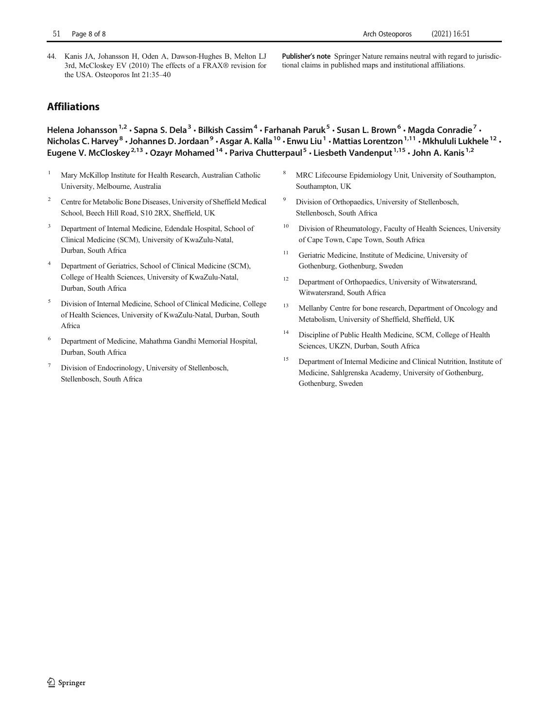44. Kanis JA, Johansson H, Oden A, Dawson-Hughes B, Melton LJ 3rd, McCloskey EV (2010) The effects of a FRAX® revision for the USA. Osteoporos Int 21:35–40

**Publisher's note** Springer Nature remains neutral with regard to jurisdictional claims in published maps and institutional affiliations.

## Affiliations

**Helena Johansson[1,2] · Sapna S. Dela[3] · Bilkish Cassim[4] · Farhanah Paruk[5] · Susan L. Brown[6] · Magda Conradie[7] · Nicholas C. Harvey[8] · Johannes D. Jordaan[9] · Asgar A. Kalla[10] · Enwu Liu[1] · Mattias Lorentzon[1,11] · Mkhululi Lukhele[12] · Eugene V. McCloskey[2,13] · Ozayr Mohamed[14] · Pariva Chutterpaul[5] · Liesbeth Vandenput[1,15] · John A. Kanis[1,2]**

1. Mary McKillop Institute for Health Research, Australian Catholic University, Melbourne, Australia
2. Centre for Metabolic Bone Diseases, University of Sheffield Medical School, Beech Hill Road, S10 2RX, Sheffield, UK
3. Department of Internal Medicine, Edendale Hospital, School of Clinical Medicine (SCM), University of KwaZulu-Natal, Durban, South Africa
4. Department of Geriatrics, School of Clinical Medicine (SCM), College of Health Sciences, University of KwaZulu-Natal, Durban, South Africa
5. Division of Internal Medicine, School of Clinical Medicine, College of Health Sciences, University of KwaZulu-Natal, Durban, South Africa
6. Department of Medicine, Mahathma Gandhi Memorial Hospital, Durban, South Africa
7. Division of Endocrinology, University of Stellenbosch, Stellenbosch, South Africa
8. MRC Lifecourse Epidemiology Unit, University of Southampton, Southampton, UK
9. Division of Orthopaedics, University of Stellenbosch, Stellenbosch, South Africa
10. Division of Rheumatology, Faculty of Health Sciences, University of Cape Town, Cape Town, South Africa
11. Geriatric Medicine, Institute of Medicine, University of Gothenburg, Gothenburg, Sweden
12. Department of Orthopaedics, University of Witwatersrand, Witwatersrand, South Africa
13. Mellanby Centre for bone research, Department of Oncology and Metabolism, University of Sheffield, Sheffield, UK
14. Discipline of Public Health Medicine, SCM, College of Health Sciences, UKZN, Durban, South Africa
15. Department of Internal Medicine and Clinical Nutrition, Institute of Medicine, Sahlgrenska Academy, University of Gothenburg, Gothenburg, Sweden